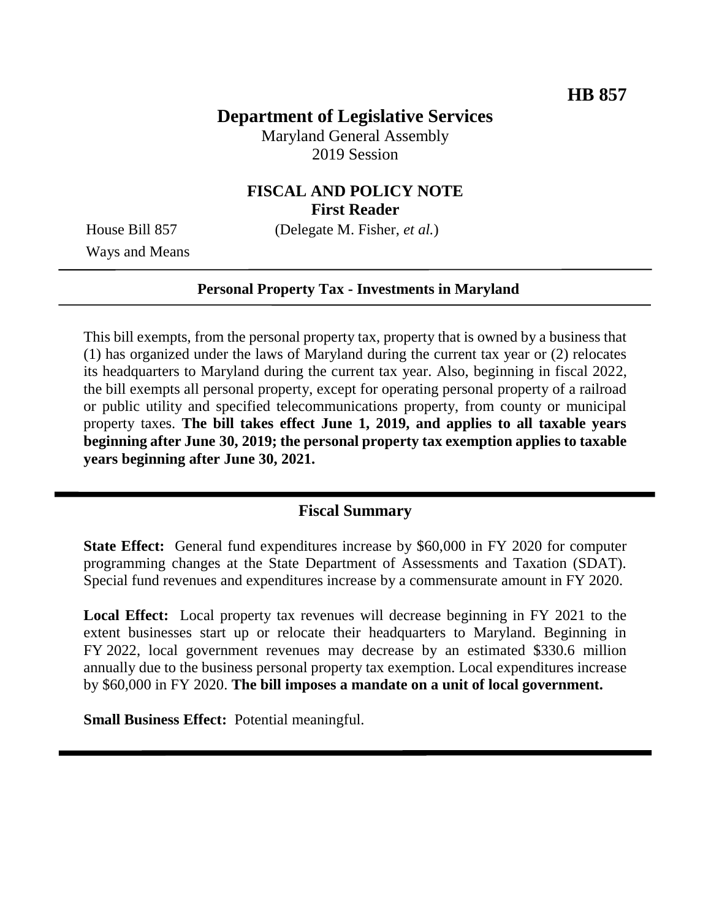**HB 857**

# Department of Legislative Services

Maryland General Assembly
2019 Session

## FISCAL AND POLICY NOTE
**First Reader**

House Bill 857 (Delegate M. Fisher, *et al.*)
Ways and Means

---

**Personal Property Tax - Investments in Maryland**

---

This bill exempts, from the personal property tax, property that is owned by a business that (1) has organized under the laws of Maryland during the current tax year or (2) relocates its headquarters to Maryland during the current tax year. Also, beginning in fiscal 2022, the bill exempts all personal property, except for operating personal property of a railroad or public utility and specified telecommunications property, from county or municipal property taxes. **The bill takes effect June 1, 2019, and applies to all taxable years beginning after June 30, 2019; the personal property tax exemption applies to taxable years beginning after June 30, 2021.**

---

## Fiscal Summary

**State Effect:** General fund expenditures increase by $60,000 in FY 2020 for computer programming changes at the State Department of Assessments and Taxation (SDAT). Special fund revenues and expenditures increase by a commensurate amount in FY 2020.

**Local Effect:** Local property tax revenues will decrease beginning in FY 2021 to the extent businesses start up or relocate their headquarters to Maryland. Beginning in FY 2022, local government revenues may decrease by an estimated $330.6 million annually due to the business personal property tax exemption. Local expenditures increase by $60,000 in FY 2020. **The bill imposes a mandate on a unit of local government.**

**Small Business Effect:** Potential meaningful.

---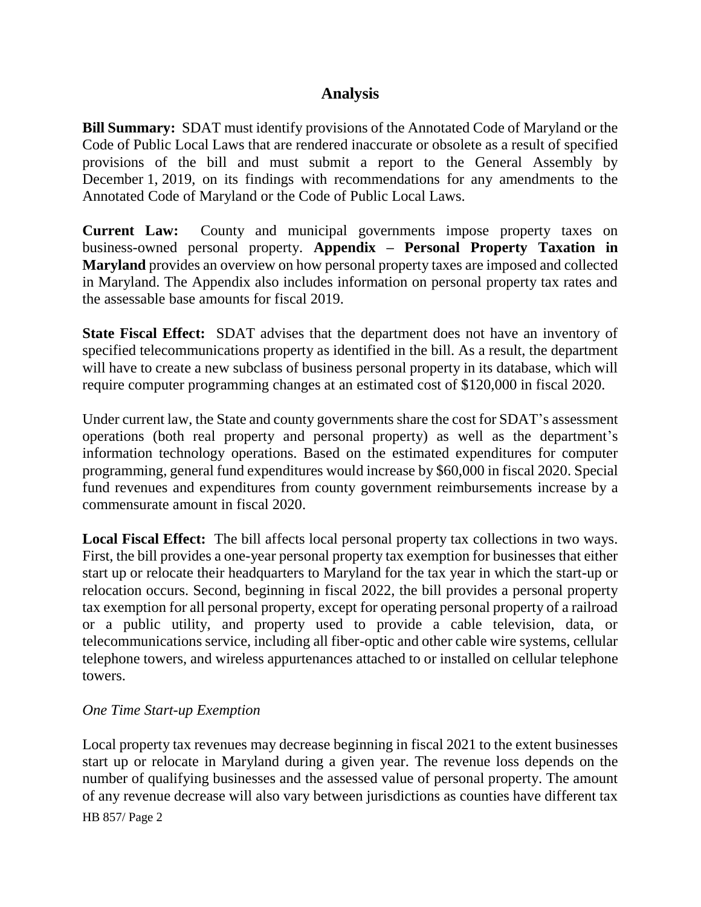## Analysis

**Bill Summary:** SDAT must identify provisions of the Annotated Code of Maryland or the Code of Public Local Laws that are rendered inaccurate or obsolete as a result of specified provisions of the bill and must submit a report to the General Assembly by December 1, 2019, on its findings with recommendations for any amendments to the Annotated Code of Maryland or the Code of Public Local Laws.

**Current Law:** County and municipal governments impose property taxes on business-owned personal property. **Appendix – Personal Property Taxation in Maryland** provides an overview on how personal property taxes are imposed and collected in Maryland. The Appendix also includes information on personal property tax rates and the assessable base amounts for fiscal 2019.

**State Fiscal Effect:** SDAT advises that the department does not have an inventory of specified telecommunications property as identified in the bill. As a result, the department will have to create a new subclass of business personal property in its database, which will require computer programming changes at an estimated cost of $120,000 in fiscal 2020.

Under current law, the State and county governments share the cost for SDAT's assessment operations (both real property and personal property) as well as the department's information technology operations. Based on the estimated expenditures for computer programming, general fund expenditures would increase by $60,000 in fiscal 2020. Special fund revenues and expenditures from county government reimbursements increase by a commensurate amount in fiscal 2020.

**Local Fiscal Effect:** The bill affects local personal property tax collections in two ways. First, the bill provides a one-year personal property tax exemption for businesses that either start up or relocate their headquarters to Maryland for the tax year in which the start-up or relocation occurs. Second, beginning in fiscal 2022, the bill provides a personal property tax exemption for all personal property, except for operating personal property of a railroad or a public utility, and property used to provide a cable television, data, or telecommunications service, including all fiber-optic and other cable wire systems, cellular telephone towers, and wireless appurtenances attached to or installed on cellular telephone towers.

*One Time Start-up Exemption*

Local property tax revenues may decrease beginning in fiscal 2021 to the extent businesses start up or relocate in Maryland during a given year. The revenue loss depends on the number of qualifying businesses and the assessed value of personal property. The amount of any revenue decrease will also vary between jurisdictions as counties have different tax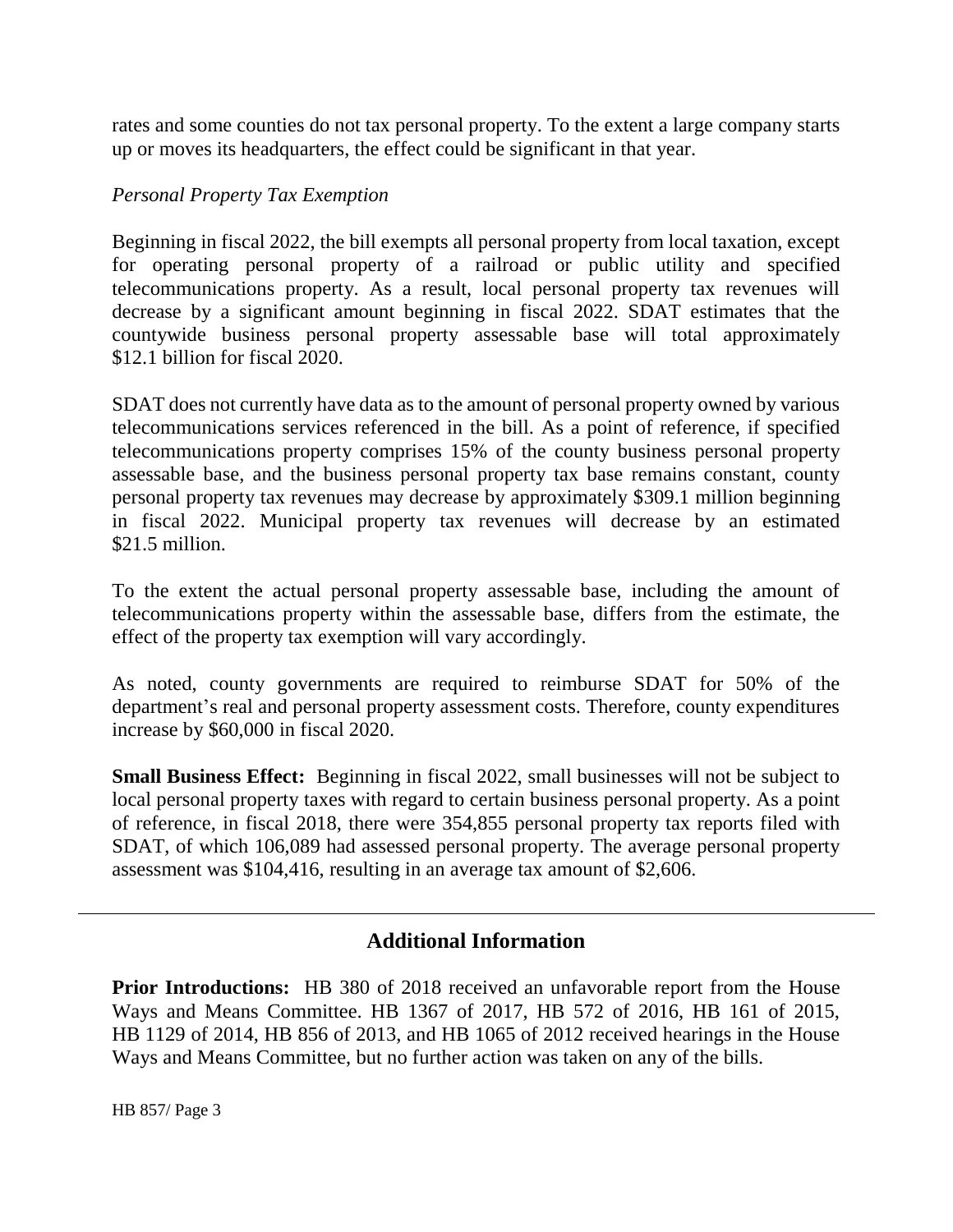rates and some counties do not tax personal property. To the extent a large company starts up or moves its headquarters, the effect could be significant in that year.

*Personal Property Tax Exemption*

Beginning in fiscal 2022, the bill exempts all personal property from local taxation, except for operating personal property of a railroad or public utility and specified telecommunications property. As a result, local personal property tax revenues will decrease by a significant amount beginning in fiscal 2022. SDAT estimates that the countywide business personal property assessable base will total approximately $12.1 billion for fiscal 2020.

SDAT does not currently have data as to the amount of personal property owned by various telecommunications services referenced in the bill. As a point of reference, if specified telecommunications property comprises 15% of the county business personal property assessable base, and the business personal property tax base remains constant, county personal property tax revenues may decrease by approximately $309.1 million beginning in fiscal 2022. Municipal property tax revenues will decrease by an estimated $21.5 million.

To the extent the actual personal property assessable base, including the amount of telecommunications property within the assessable base, differs from the estimate, the effect of the property tax exemption will vary accordingly.

As noted, county governments are required to reimburse SDAT for 50% of the department's real and personal property assessment costs. Therefore, county expenditures increase by $60,000 in fiscal 2020.

**Small Business Effect:** Beginning in fiscal 2022, small businesses will not be subject to local personal property taxes with regard to certain business personal property. As a point of reference, in fiscal 2018, there were 354,855 personal property tax reports filed with SDAT, of which 106,089 had assessed personal property. The average personal property assessment was $104,416, resulting in an average tax amount of $2,606.

---

## Additional Information

**Prior Introductions:** HB 380 of 2018 received an unfavorable report from the House Ways and Means Committee. HB 1367 of 2017, HB 572 of 2016, HB 161 of 2015, HB 1129 of 2014, HB 856 of 2013, and HB 1065 of 2012 received hearings in the House Ways and Means Committee, but no further action was taken on any of the bills.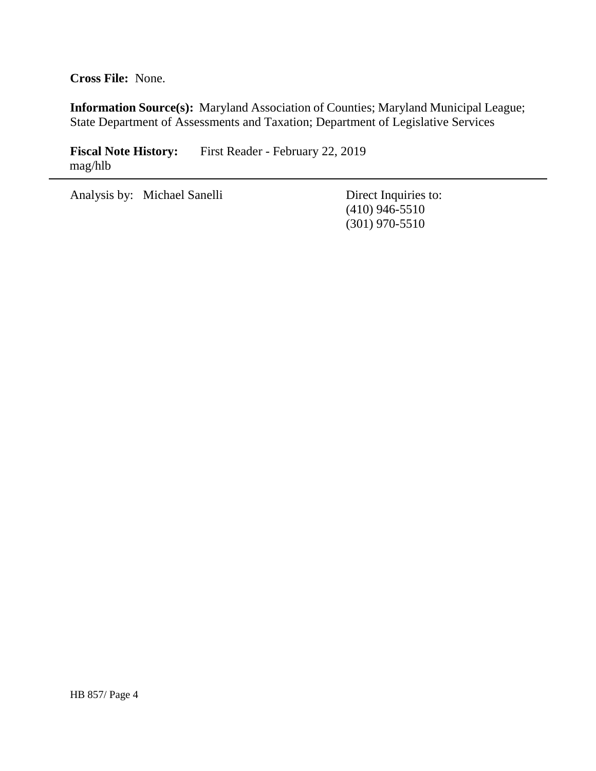**Cross File:** None.

**Information Source(s):** Maryland Association of Counties; Maryland Municipal League; State Department of Assessments and Taxation; Department of Legislative Services

**Fiscal Note History:** First Reader - February 22, 2019
mag/hlb

---

Analysis by: Michael Sanelli

Direct Inquiries to:
(410) 946-5510
(301) 970-5510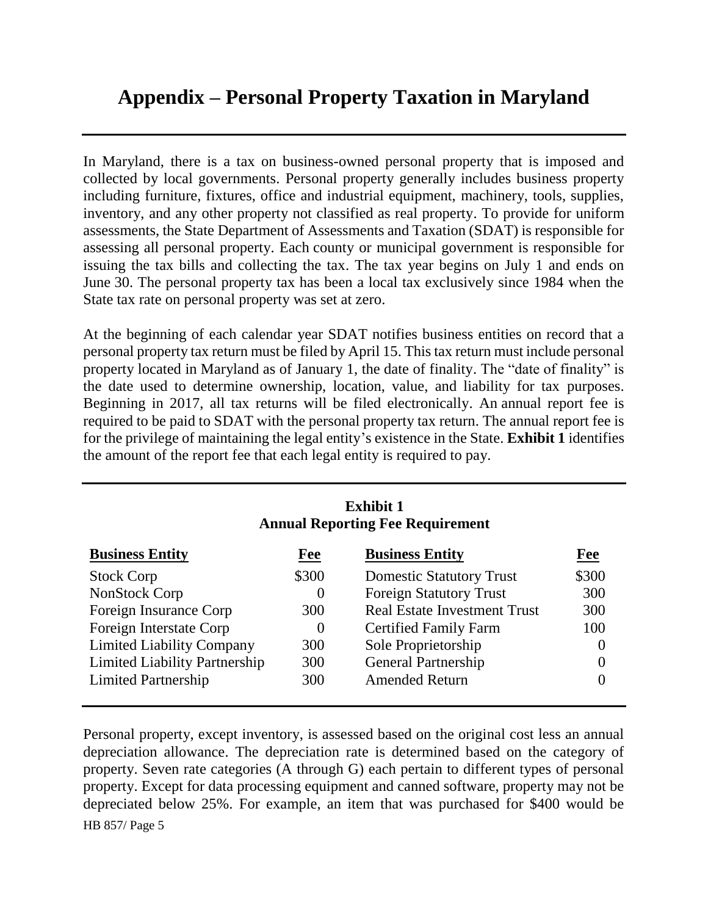# Appendix – Personal Property Taxation in Maryland

In Maryland, there is a tax on business-owned personal property that is imposed and collected by local governments. Personal property generally includes business property including furniture, fixtures, office and industrial equipment, machinery, tools, supplies, inventory, and any other property not classified as real property. To provide for uniform assessments, the State Department of Assessments and Taxation (SDAT) is responsible for assessing all personal property. Each county or municipal government is responsible for issuing the tax bills and collecting the tax. The tax year begins on July 1 and ends on June 30. The personal property tax has been a local tax exclusively since 1984 when the State tax rate on personal property was set at zero.

At the beginning of each calendar year SDAT notifies business entities on record that a personal property tax return must be filed by April 15. This tax return must include personal property located in Maryland as of January 1, the date of finality. The "date of finality" is the date used to determine ownership, location, value, and liability for tax purposes. Beginning in 2017, all tax returns will be filed electronically. An annual report fee is required to be paid to SDAT with the personal property tax return. The annual report fee is for the privilege of maintaining the legal entity's existence in the State. **Exhibit 1** identifies the amount of the report fee that each legal entity is required to pay.

**Exhibit 1**
**Annual Reporting Fee Requirement**

| Business Entity | Fee | Business Entity | Fee |
|---|---|---|---|
| Stock Corp | $300 | Domestic Statutory Trust | $300 |
| NonStock Corp | 0 | Foreign Statutory Trust | 300 |
| Foreign Insurance Corp | 300 | Real Estate Investment Trust | 300 |
| Foreign Interstate Corp | 0 | Certified Family Farm | 100 |
| Limited Liability Company | 300 | Sole Proprietorship | 0 |
| Limited Liability Partnership | 300 | General Partnership | 0 |
| Limited Partnership | 300 | Amended Return | 0 |

Personal property, except inventory, is assessed based on the original cost less an annual depreciation allowance. The depreciation rate is determined based on the category of property. Seven rate categories (A through G) each pertain to different types of personal property. Except for data processing equipment and canned software, property may not be depreciated below 25%. For example, an item that was purchased for $400 would be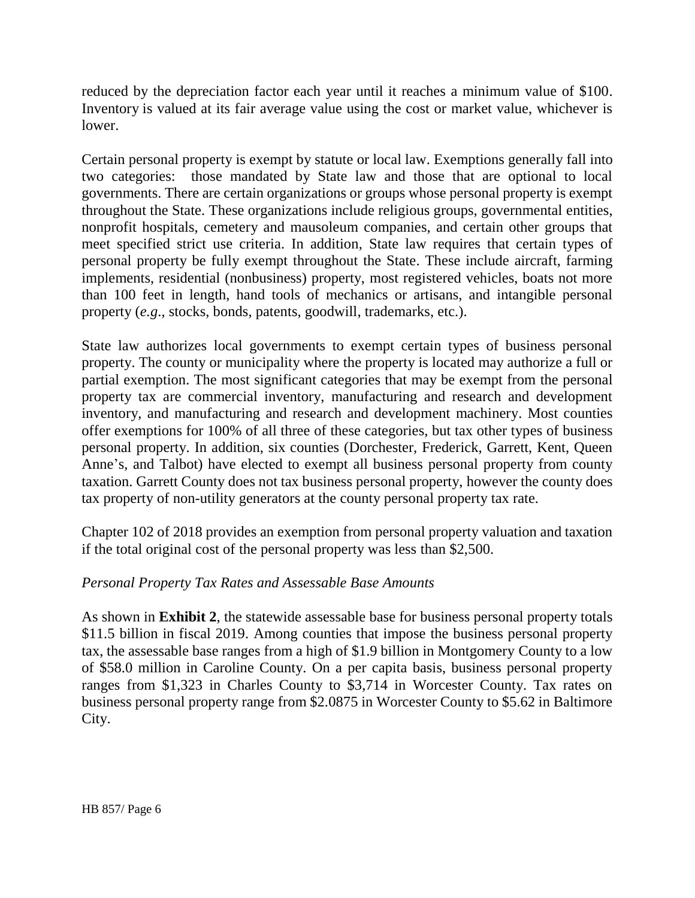reduced by the depreciation factor each year until it reaches a minimum value of $100. Inventory is valued at its fair average value using the cost or market value, whichever is lower.

Certain personal property is exempt by statute or local law. Exemptions generally fall into two categories: those mandated by State law and those that are optional to local governments. There are certain organizations or groups whose personal property is exempt throughout the State. These organizations include religious groups, governmental entities, nonprofit hospitals, cemetery and mausoleum companies, and certain other groups that meet specified strict use criteria. In addition, State law requires that certain types of personal property be fully exempt throughout the State. These include aircraft, farming implements, residential (nonbusiness) property, most registered vehicles, boats not more than 100 feet in length, hand tools of mechanics or artisans, and intangible personal property (*e.g*., stocks, bonds, patents, goodwill, trademarks, etc.).

State law authorizes local governments to exempt certain types of business personal property. The county or municipality where the property is located may authorize a full or partial exemption. The most significant categories that may be exempt from the personal property tax are commercial inventory, manufacturing and research and development inventory, and manufacturing and research and development machinery. Most counties offer exemptions for 100% of all three of these categories, but tax other types of business personal property. In addition, six counties (Dorchester, Frederick, Garrett, Kent, Queen Anne's, and Talbot) have elected to exempt all business personal property from county taxation. Garrett County does not tax business personal property, however the county does tax property of non-utility generators at the county personal property tax rate.

Chapter 102 of 2018 provides an exemption from personal property valuation and taxation if the total original cost of the personal property was less than $2,500.

*Personal Property Tax Rates and Assessable Base Amounts*

As shown in **Exhibit 2**, the statewide assessable base for business personal property totals $11.5 billion in fiscal 2019. Among counties that impose the business personal property tax, the assessable base ranges from a high of $1.9 billion in Montgomery County to a low of $58.0 million in Caroline County. On a per capita basis, business personal property ranges from $1,323 in Charles County to $3,714 in Worcester County. Tax rates on business personal property range from $2.0875 in Worcester County to $5.62 in Baltimore City.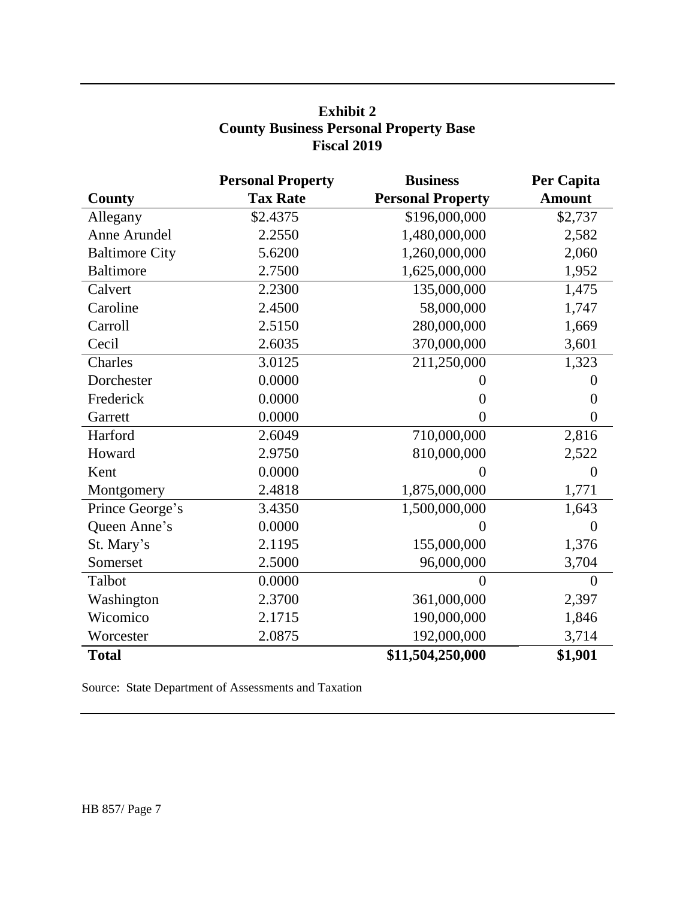**Exhibit 2**
**County Business Personal Property Base**
**Fiscal 2019**

| County | Personal Property Tax Rate | Business Personal Property | Per Capita Amount |
|---|---|---|---|
| Allegany | $2.4375 | $196,000,000 | $2,737 |
| Anne Arundel | 2.2550 | 1,480,000,000 | 2,582 |
| Baltimore City | 5.6200 | 1,260,000,000 | 2,060 |
| Baltimore | 2.7500 | 1,625,000,000 | 1,952 |
| Calvert | 2.2300 | 135,000,000 | 1,475 |
| Caroline | 2.4500 | 58,000,000 | 1,747 |
| Carroll | 2.5150 | 280,000,000 | 1,669 |
| Cecil | 2.6035 | 370,000,000 | 3,601 |
| Charles | 3.0125 | 211,250,000 | 1,323 |
| Dorchester | 0.0000 | 0 | 0 |
| Frederick | 0.0000 | 0 | 0 |
| Garrett | 0.0000 | 0 | 0 |
| Harford | 2.6049 | 710,000,000 | 2,816 |
| Howard | 2.9750 | 810,000,000 | 2,522 |
| Kent | 0.0000 | 0 | 0 |
| Montgomery | 2.4818 | 1,875,000,000 | 1,771 |
| Prince George's | 3.4350 | 1,500,000,000 | 1,643 |
| Queen Anne's | 0.0000 | 0 | 0 |
| St. Mary's | 2.1195 | 155,000,000 | 1,376 |
| Somerset | 2.5000 | 96,000,000 | 3,704 |
| Talbot | 0.0000 | 0 | 0 |
| Washington | 2.3700 | 361,000,000 | 2,397 |
| Wicomico | 2.1715 | 190,000,000 | 1,846 |
| Worcester | 2.0875 | 192,000,000 | 3,714 |
| **Total** | | **$11,504,250,000** | **$1,901** |

Source: State Department of Assessments and Taxation